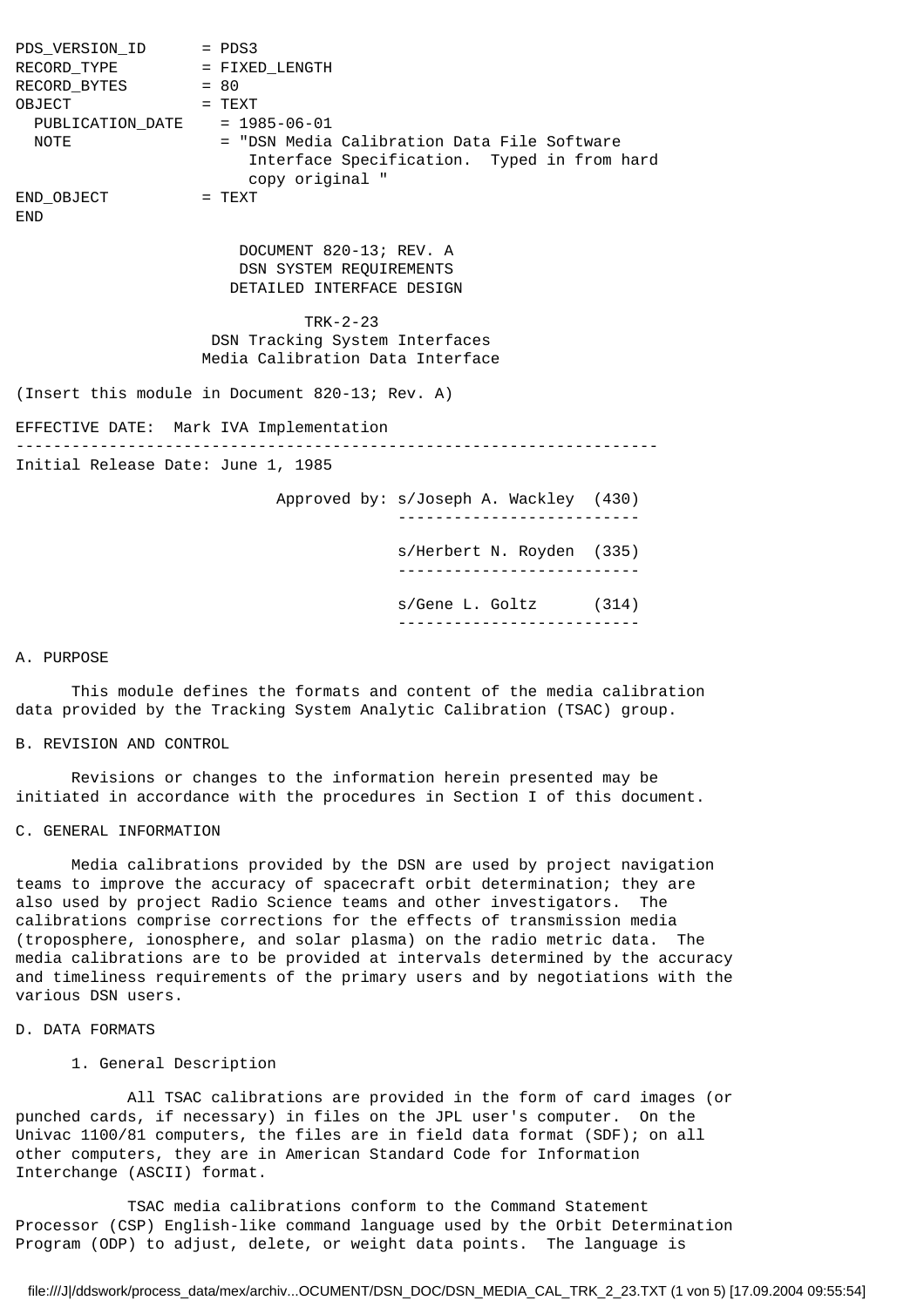```
PDS_VERSION_ID      = PDS3
RECORD_TYPE         = FIXED_LENGTH
RECORD_BYTES        = 80
OBJECT              = TEXT
  PUBLICATION_DATE    = 1985-06-01
  NOTE                = "DSN Media Calibration Data File Software
                          Interface Specification.  Typed in from hard
                          copy original "
END_OBJECT          = TEXT
END
```

DOCUMENT 820-13; REV. A
DSN SYSTEM REQUIREMENTS
DETAILED INTERFACE DESIGN

TRK-2-23
DSN Tracking System Interfaces
Media Calibration Data Interface

(Insert this module in Document 820-13; Rev. A)

EFFECTIVE DATE: Mark IVA Implementation

---

Initial Release Date: June 1, 1985

Approved by: s/Joseph A. Wackley (430)

s/Herbert N. Royden (335)

s/Gene L. Goltz (314)

## A. PURPOSE

This module defines the formats and content of the media calibration data provided by the Tracking System Analytic Calibration (TSAC) group.

## B. REVISION AND CONTROL

Revisions or changes to the information herein presented may be initiated in accordance with the procedures in Section I of this document.

## C. GENERAL INFORMATION

Media calibrations provided by the DSN are used by project navigation teams to improve the accuracy of spacecraft orbit determination; they are also used by project Radio Science teams and other investigators. The calibrations comprise corrections for the effects of transmission media (troposphere, ionosphere, and solar plasma) on the radio metric data. The media calibrations are to be provided at intervals determined by the accuracy and timeliness requirements of the primary users and by negotiations with the various DSN users.

## D. DATA FORMATS

### 1. General Description

All TSAC calibrations are provided in the form of card images (or punched cards, if necessary) in files on the JPL user's computer. On the Univac 1100/81 computers, the files are in field data format (SDF); on all other computers, they are in American Standard Code for Information Interchange (ASCII) format.

TSAC media calibrations conform to the Command Statement Processor (CSP) English-like command language used by the Orbit Determination Program (ODP) to adjust, delete, or weight data points. The language is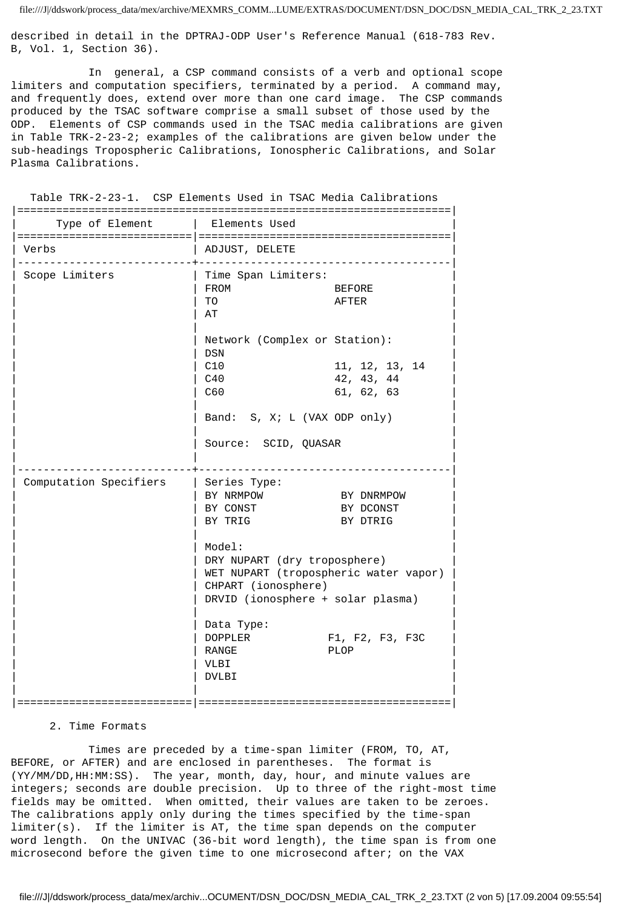described in detail in the DPTRAJ-ODP User's Reference Manual (618-783 Rev. B, Vol. 1, Section 36).

In general, a CSP command consists of a verb and optional scope limiters and computation specifiers, terminated by a period. A command may, and frequently does, extend over more than one card image. The CSP commands produced by the TSAC software comprise a small subset of those used by the ODP. Elements of CSP commands used in the TSAC media calibrations are given in Table TRK-2-23-2; examples of the calibrations are given below under the sub-headings Tropospheric Calibrations, Ionospheric Calibrations, and Solar Plasma Calibrations.

Table TRK-2-23-1. CSP Elements Used in TSAC Media Calibrations

| Type of Element | Elements Used |
|---|---|
| Verbs | ADJUST, DELETE |
| Scope Limiters | Time Span Limiters:<br>FROM BEFORE<br>TO AFTER<br>AT<br><br>Network (Complex or Station):<br>DSN<br>C10 11, 12, 13, 14<br>C40 42, 43, 44<br>C60 61, 62, 63<br><br>Band: S, X; L (VAX ODP only)<br><br>Source: SCID, QUASAR |
| Computation Specifiers | Series Type:<br>BY NRMPOW BY DNRMPOW<br>BY CONST BY DCONST<br>BY TRIG BY DTRIG<br><br>Model:<br>DRY NUPART (dry troposphere)<br>WET NUPART (tropospheric water vapor)<br>CHPART (ionosphere)<br>DRVID (ionosphere + solar plasma)<br><br>Data Type:<br>DOPPLER F1, F2, F3, F3C<br>RANGE PLOP<br>VLBI<br>DVLBI |

2. Time Formats

Times are preceded by a time-span limiter (FROM, TO, AT, BEFORE, or AFTER) and are enclosed in parentheses. The format is (YY/MM/DD,HH:MM:SS). The year, month, day, hour, and minute values are integers; seconds are double precision. Up to three of the right-most time fields may be omitted. When omitted, their values are taken to be zeroes. The calibrations apply only during the times specified by the time-span limiter(s). If the limiter is AT, the time span depends on the computer word length. On the UNIVAC (36-bit word length), the time span is from one microsecond before the given time to one microsecond after; on the VAX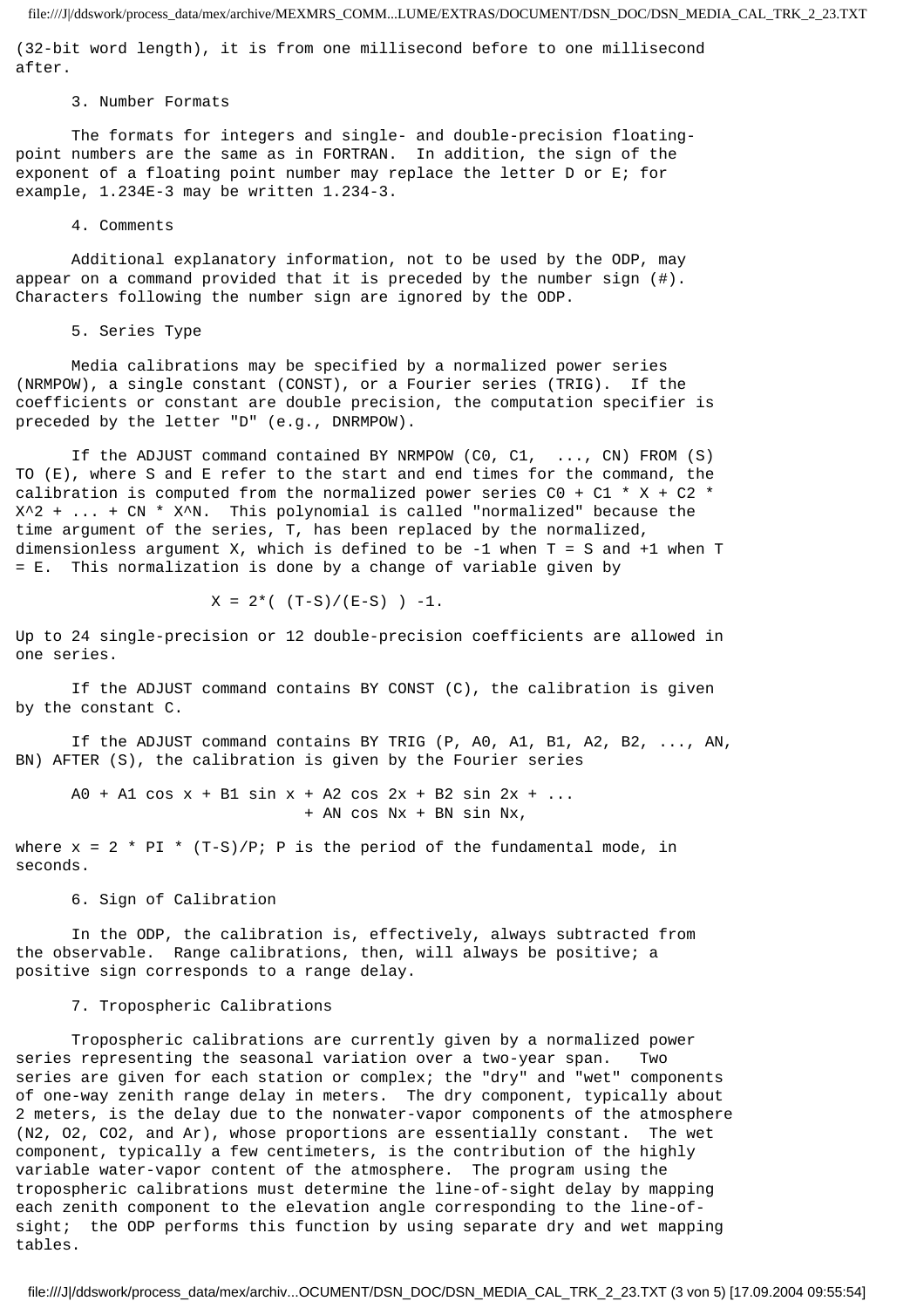(32-bit word length), it is from one millisecond before to one millisecond after.

### 3. Number Formats

The formats for integers and single- and double-precision floating-point numbers are the same as in FORTRAN. In addition, the sign of the exponent of a floating point number may replace the letter D or E; for example, 1.234E-3 may be written 1.234-3.

### 4. Comments

Additional explanatory information, not to be used by the ODP, may appear on a command provided that it is preceded by the number sign (#). Characters following the number sign are ignored by the ODP.

### 5. Series Type

Media calibrations may be specified by a normalized power series (NRMPOW), a single constant (CONST), or a Fourier series (TRIG). If the coefficients or constant are double precision, the computation specifier is preceded by the letter "D" (e.g., DNRMPOW).

If the ADJUST command contained BY NRMPOW (C0, C1, ..., CN) FROM (S) TO (E), where S and E refer to the start and end times for the command, the calibration is computed from the normalized power series $C0 + C1 * X + C2 * X^2 + ... + CN * X^N$. This polynomial is called "normalized" because the time argument of the series, T, has been replaced by the normalized, dimensionless argument X, which is defined to be -1 when T = S and +1 when T = E. This normalization is done by a change of variable given by

$$X = 2*( (T-S)/(E-S) ) -1.$$

Up to 24 single-precision or 12 double-precision coefficients are allowed in one series.

If the ADJUST command contains BY CONST (C), the calibration is given by the constant C.

If the ADJUST command contains BY TRIG (P, A0, A1, B1, A2, B2, ..., AN, BN) AFTER (S), the calibration is given by the Fourier series

$$A0 + A1 \cos x + B1 \sin x + A2 \cos 2x + B2 \sin 2x + ... + AN \cos Nx + BN \sin Nx,$$

where $x = 2 * PI * (T-S)/P$; P is the period of the fundamental mode, in seconds.

### 6. Sign of Calibration

In the ODP, the calibration is, effectively, always subtracted from the observable. Range calibrations, then, will always be positive; a positive sign corresponds to a range delay.

### 7. Tropospheric Calibrations

Tropospheric calibrations are currently given by a normalized power series representing the seasonal variation over a two-year span. Two series are given for each station or complex; the "dry" and "wet" components of one-way zenith range delay in meters. The dry component, typically about 2 meters, is the delay due to the nonwater-vapor components of the atmosphere ($N_2$, $O_2$, $CO_2$, and Ar), whose proportions are essentially constant. The wet component, typically a few centimeters, is the contribution of the highly variable water-vapor content of the atmosphere. The program using the tropospheric calibrations must determine the line-of-sight delay by mapping each zenith component to the elevation angle corresponding to the line-of-sight; the ODP performs this function by using separate dry and wet mapping tables.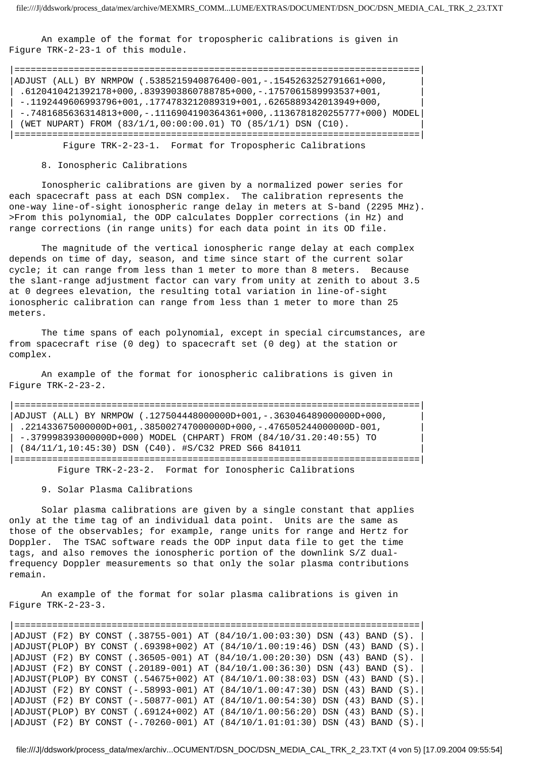An example of the format for tropospheric calibrations is given in Figure TRK-2-23-1 of this module.

```
|===========================================================================|
|ADJUST (ALL) BY NRMPOW (.5385215940876400-001,-.1545263252791661+000,      |
| .6120410421392178+000,.8393903860788785+000,-.1757061589993537+001,       |
| -.1192449606993796+001,.1774783212089319+001,.6265889342013949+000,       |
| -.7481685636314813+000,-.1116904190364361+000,.1136781820255777+000) MODEL|
| (WET NUPART) FROM (83/1/1,00:00:00.01) TO (85/1/1) DSN (C10).             |
|===========================================================================|
```

Figure TRK-2-23-1. Format for Tropospheric Calibrations

## 8. Ionospheric Calibrations

Ionospheric calibrations are given by a normalized power series for each spacecraft pass at each DSN complex. The calibration represents the one-way line-of-sight ionospheric range delay in meters at S-band (2295 MHz). >From this polynomial, the ODP calculates Doppler corrections (in Hz) and range corrections (in range units) for each data point in its OD file.

The magnitude of the vertical ionospheric range delay at each complex depends on time of day, season, and time since start of the current solar cycle; it can range from less than 1 meter to more than 8 meters. Because the slant-range adjustment factor can vary from unity at zenith to about 3.5 at 0 degrees elevation, the resulting total variation in line-of-sight ionospheric calibration can range from less than 1 meter to more than 25 meters.

The time spans of each polynomial, except in special circumstances, are from spacecraft rise (0 deg) to spacecraft set (0 deg) at the station or complex.

An example of the format for ionospheric calibrations is given in Figure TRK-2-23-2.

```
|===========================================================================|
|ADJUST (ALL) BY NRMPOW (.127504448000000D+001,-.363046489000000D+000,      |
| .221433675000000D+001,.385002747000000D+000,-.476505244000000D-001,       |
| -.379998393000000D+000) MODEL (CHPART) FROM (84/10/31.20:40:55) TO        |
| (84/11/1,10:45:30) DSN (C40). #S/C32 PRED S66 841011                      |
|===========================================================================|
```

Figure TRK-2-23-2. Format for Ionospheric Calibrations

## 9. Solar Plasma Calibrations

Solar plasma calibrations are given by a single constant that applies only at the time tag of an individual data point. Units are the same as those of the observables; for example, range units for range and Hertz for Doppler. The TSAC software reads the ODP input data file to get the time tags, and also removes the ionospheric portion of the downlink S/Z dual-frequency Doppler measurements so that only the solar plasma contributions remain.

An example of the format for solar plasma calibrations is given in Figure TRK-2-23-3.

```
|===========================================================================|
|ADJUST (F2) BY CONST (.38755-001) AT (84/10/1.00:03:30) DSN (43) BAND (S). |
|ADJUST(PLOP) BY CONST (.69398+002) AT (84/10/1.00:19:46) DSN (43) BAND (S).|
|ADJUST (F2) BY CONST (.36505-001) AT (84/10/1.00:20:30) DSN (43) BAND (S). |
|ADJUST (F2) BY CONST (.20189-001) AT (84/10/1.00:36:30) DSN (43) BAND (S). |
|ADJUST(PLOP) BY CONST (.54675+002) AT (84/10/1.00:38:03) DSN (43) BAND (S).|
|ADJUST (F2) BY CONST (-.58993-001) AT (84/10/1.00:47:30) DSN (43) BAND (S).|
|ADJUST (F2) BY CONST (-.50877-001) AT (84/10/1.00:54:30) DSN (43) BAND (S).|
|ADJUST(PLOP) BY CONST (.69124+002) AT (84/10/1.00:56:20) DSN (43) BAND (S).|
|ADJUST (F2) BY CONST (-.70260-001) AT (84/10/1.01:01:30) DSN (43) BAND (S).|
```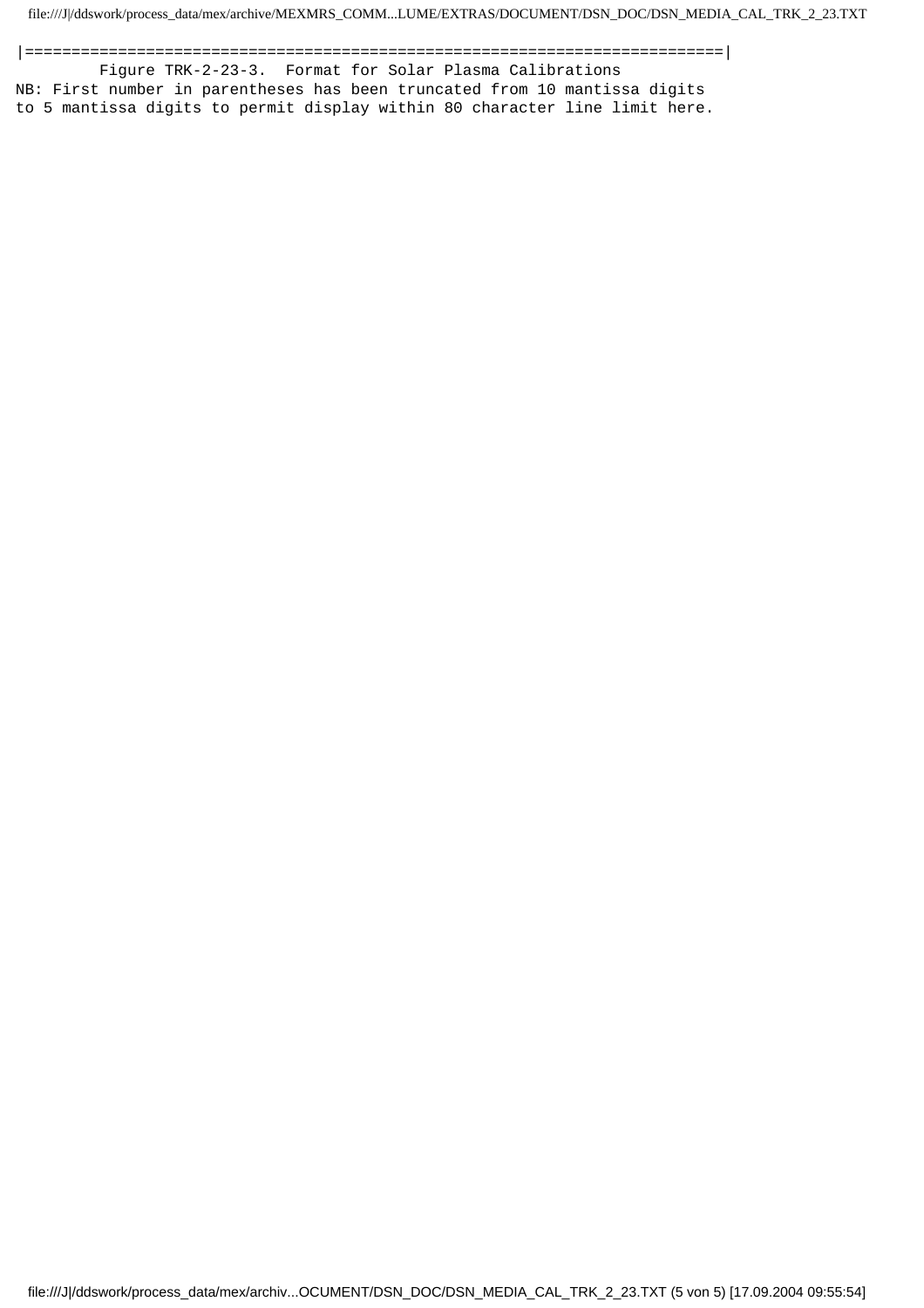```
|==========================================================================|
        Figure TRK-2-23-3.  Format for Solar Plasma Calibrations
NB: First number in parentheses has been truncated from 10 mantissa digits
to 5 mantissa digits to permit display within 80 character line limit here.
```